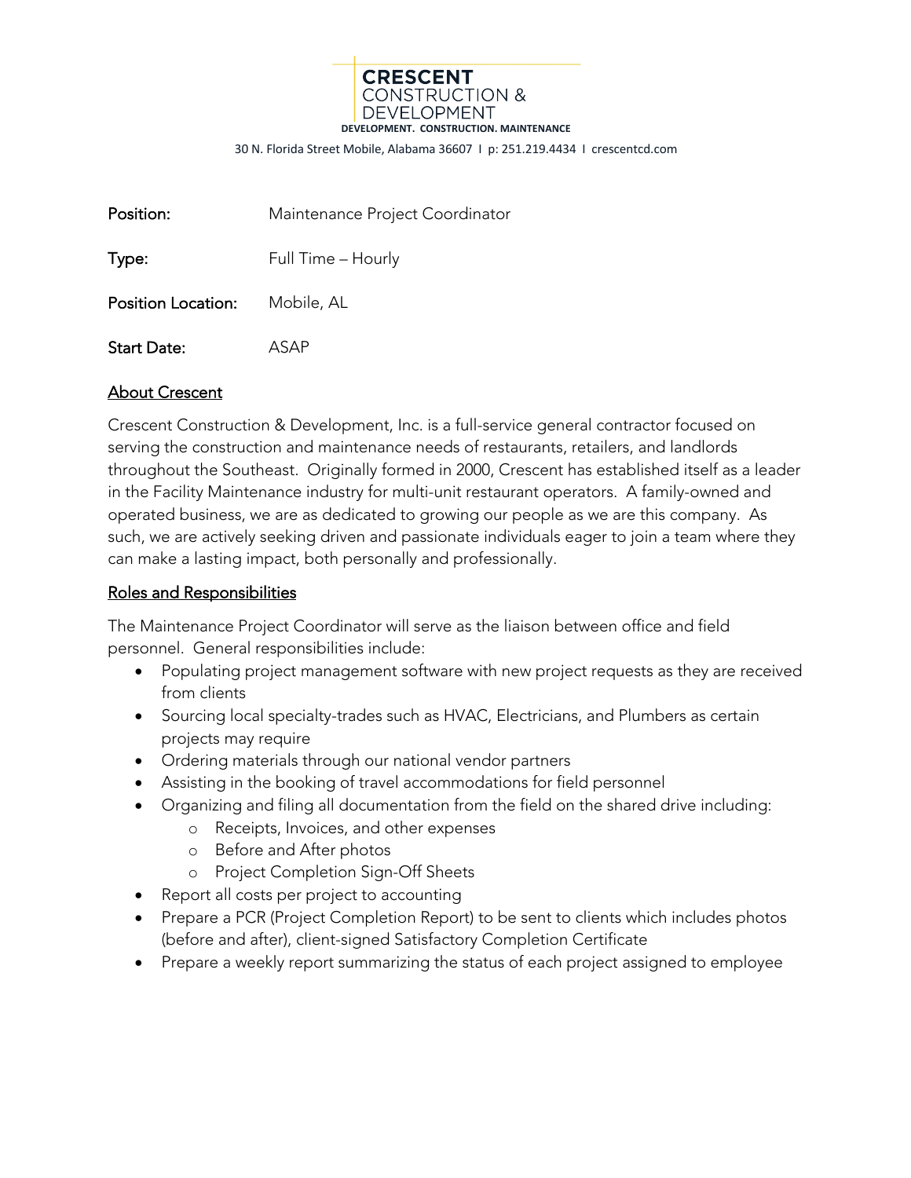**CRESCENT**
CONSTRUCTION &
DEVELOPMENT
**DEVELOPMENT. CONSTRUCTION. MAINTENANCE**

30 N. Florida Street Mobile, Alabama 36607 I p: 251.219.4434 I crescentcd.com

| | |
|---|---|
| **Position:** | Maintenance Project Coordinator |
| **Type:** | Full Time – Hourly |
| **Position Location:** | Mobile, AL |
| **Start Date:** | ASAP |

## About Crescent

Crescent Construction & Development, Inc. is a full-service general contractor focused on serving the construction and maintenance needs of restaurants, retailers, and landlords throughout the Southeast. Originally formed in 2000, Crescent has established itself as a leader in the Facility Maintenance industry for multi-unit restaurant operators. A family-owned and operated business, we are as dedicated to growing our people as we are this company. As such, we are actively seeking driven and passionate individuals eager to join a team where they can make a lasting impact, both personally and professionally.

## Roles and Responsibilities

The Maintenance Project Coordinator will serve as the liaison between office and field personnel. General responsibilities include:

- Populating project management software with new project requests as they are received from clients
- Sourcing local specialty-trades such as HVAC, Electricians, and Plumbers as certain projects may require
- Ordering materials through our national vendor partners
- Assisting in the booking of travel accommodations for field personnel
- Organizing and filing all documentation from the field on the shared drive including:
  - Receipts, Invoices, and other expenses
  - Before and After photos
  - Project Completion Sign-Off Sheets
- Report all costs per project to accounting
- Prepare a PCR (Project Completion Report) to be sent to clients which includes photos (before and after), client-signed Satisfactory Completion Certificate
- Prepare a weekly report summarizing the status of each project assigned to employee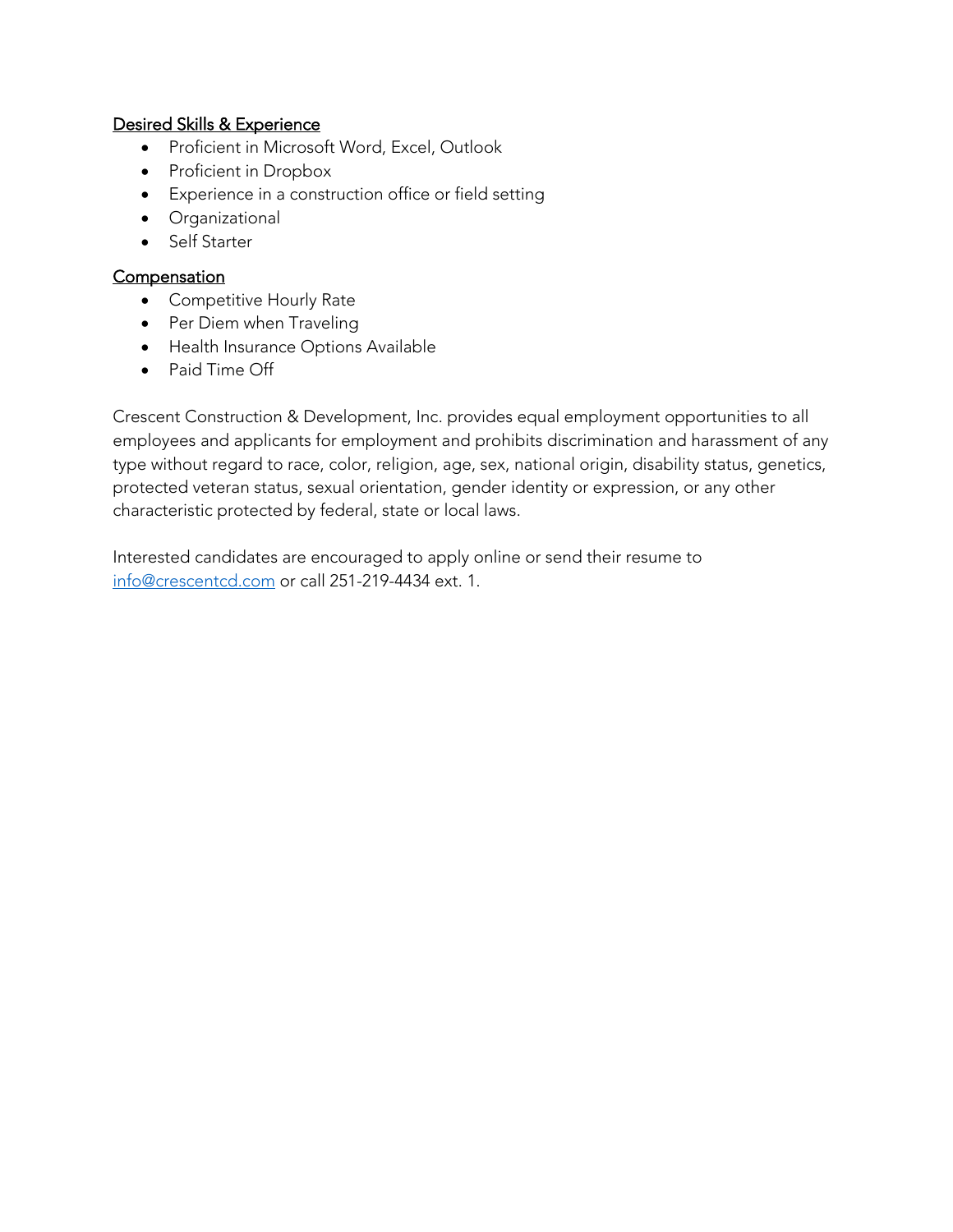## Desired Skills & Experience

- Proficient in Microsoft Word, Excel, Outlook
- Proficient in Dropbox
- Experience in a construction office or field setting
- Organizational
- Self Starter

## Compensation

- Competitive Hourly Rate
- Per Diem when Traveling
- Health Insurance Options Available
- Paid Time Off

Crescent Construction & Development, Inc. provides equal employment opportunities to all employees and applicants for employment and prohibits discrimination and harassment of any type without regard to race, color, religion, age, sex, national origin, disability status, genetics, protected veteran status, sexual orientation, gender identity or expression, or any other characteristic protected by federal, state or local laws.

Interested candidates are encouraged to apply online or send their resume to info@crescentcd.com or call 251-219-4434 ext. 1.